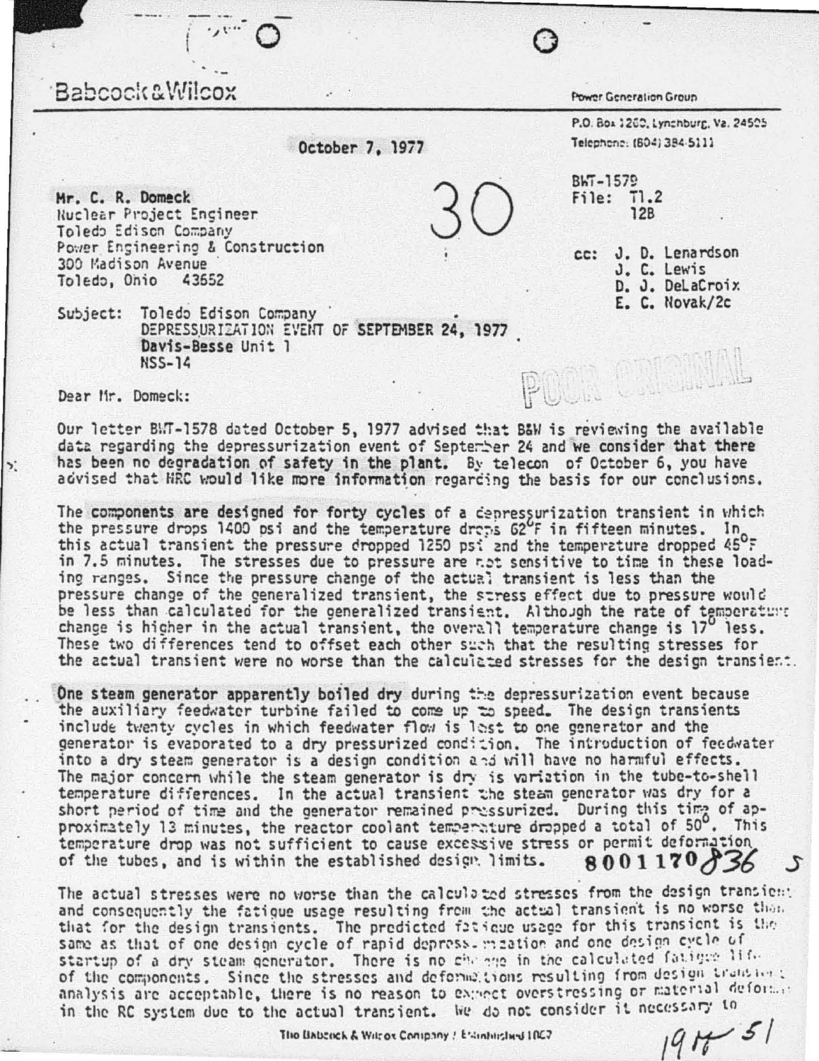Babcock & Wilcox

Power Generation Group

P.O. Box 1260, Lynchburg, Va. 24505
Telephone: (804) 384-5111

October 7, 1977

30

BWT-1579
File: T1.2
12B

Mr. C. R. Domeck
Nuclear Project Engineer
Toledo Edison Company
Power Engineering & Construction
300 Madison Avenue
Toledo, Ohio 43652

cc: J. D. Lenardson
J. C. Lewis
D. J. DeLaCroix
E. C. Novak/2c

Subject: Toledo Edison Company
DEPRESSURIZATION EVENT OF SEPTEMBER 24, 1977
Davis-Besse Unit 1
NSS-14

POOR ORIGINAL

Dear Mr. Domeck:

Our letter BWT-1578 dated October 5, 1977 advised that B&W is reviewing the available data regarding the depressurization event of September 24 and we consider that there has been no degradation of safety in the plant. By telecon of October 6, you have advised that NRC would like more information regarding the basis for our conclusions.

The components are designed for forty cycles of a depressurization transient in which the pressure drops 1400 psi and the temperature drops 62°F in fifteen minutes. In this actual transient the pressure dropped 1250 psi and the temperature dropped 45°F in 7.5 minutes. The stresses due to pressure are not sensitive to time in these loading ranges. Since the pressure change of the actual transient is less than the pressure change of the generalized transient, the stress effect due to pressure would be less than calculated for the generalized transient. Although the rate of temperature change is higher in the actual transient, the overall temperature change is 17° less. These two differences tend to offset each other such that the resulting stresses for the actual transient were no worse than the calculated stresses for the design transient.

One steam generator apparently boiled dry during the depressurization event because the auxiliary feedwater turbine failed to come up to speed. The design transients include twenty cycles in which feedwater flow is lost to one generator and the generator is evaporated to a dry pressurized condition. The introduction of feedwater into a dry steam generator is a design condition and will have no harmful effects. The major concern while the steam generator is dry is variation in the tube-to-shell temperature differences. In the actual transient the steam generator was dry for a short period of time and the generator remained pressurized. During this time of approximately 13 minutes, the reactor coolant temperature dropped a total of 50°. This temperature drop was not sufficient to cause excessive stress or permit deformation of the tubes, and is within the established design limits.

8001170836

The actual stresses were no worse than the calculated stresses from the design transient and consequently the fatigue usage resulting from the actual transient is no worse than that for the design transients. The predicted fatigue usage for this transient is the same as that of one design cycle of rapid depressurization and one design cycle of startup of a dry steam generator. There is no change in the calculated fatigue life of the components. Since the stresses and deformations resulting from design transient analysis are acceptable, there is no reason to expect overstressing or material deformation in the RC system due to the actual transient. We do not consider it necessary to

The Babcock & Wilcox Company / Established 1867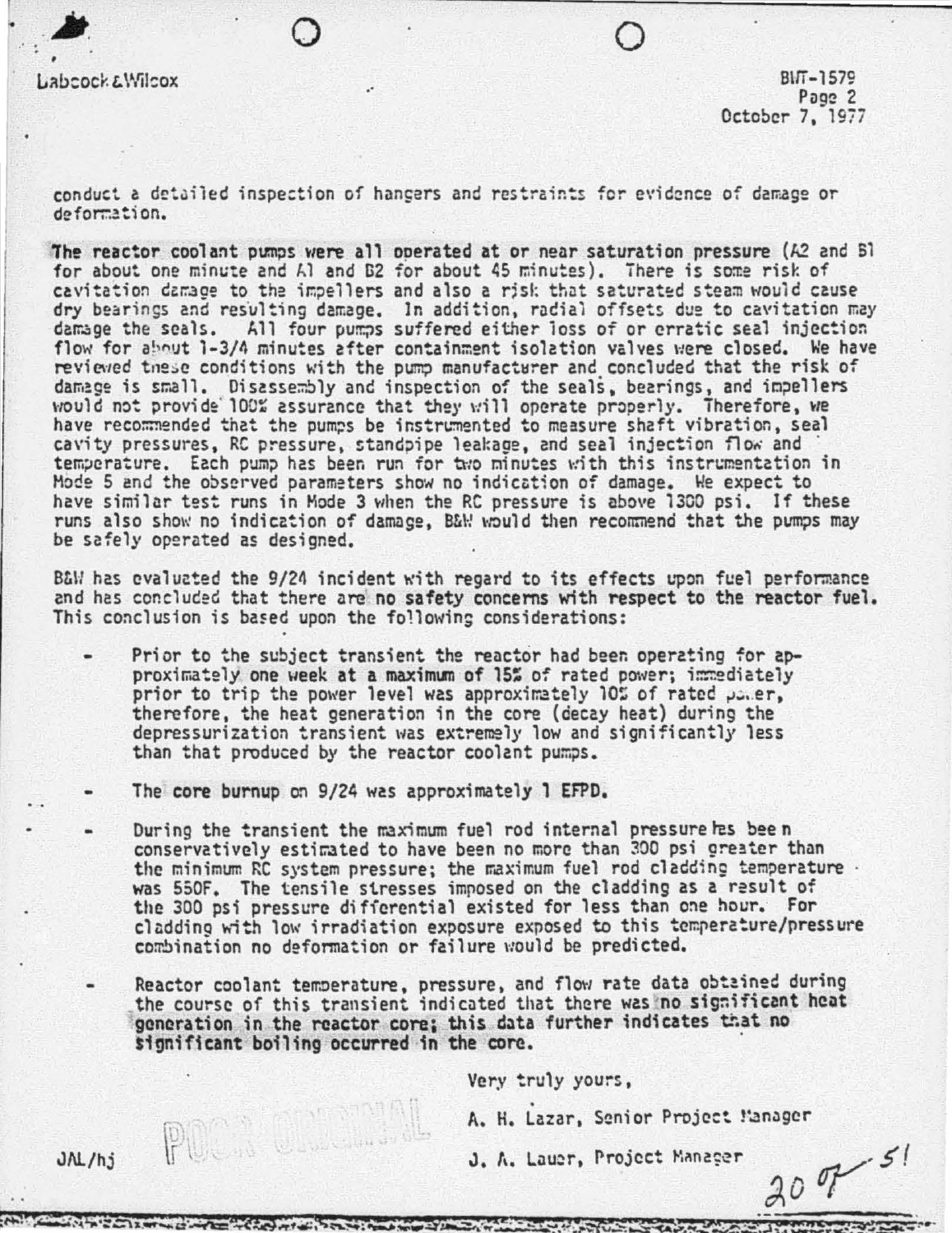conduct a detailed inspection of hangers and restraints for evidence of damage or deformation.

The reactor coolant pumps were all operated at or near saturation pressure (A2 and B1 for about one minute and A1 and B2 for about 45 minutes). There is some risk of cavitation damage to the impellers and also a risk that saturated steam would cause dry bearings and resulting damage. In addition, radial offsets due to cavitation may damage the seals. All four pumps suffered either loss of or erratic seal injection flow for about 1-3/4 minutes after containment isolation valves were closed. We have reviewed these conditions with the pump manufacturer and concluded that the risk of damage is small. Disassembly and inspection of the seals, bearings, and impellers would not provide 100% assurance that they will operate properly. Therefore, we have recommended that the pumps be instrumented to measure shaft vibration, seal cavity pressures, RC pressure, standpipe leakage, and seal injection flow and temperature. Each pump has been run for two minutes with this instrumentation in Mode 5 and the observed parameters show no indication of damage. We expect to have similar test runs in Mode 3 when the RC pressure is above 1300 psi. If these runs also show no indication of damage, B&W would then recommend that the pumps may be safely operated as designed.

B&W has evaluated the 9/24 incident with regard to its effects upon fuel performance and has concluded that there are no safety concerns with respect to the reactor fuel. This conclusion is based upon the following considerations:

- Prior to the subject transient the reactor had been operating for approximately one week at a maximum of 15% of rated power; immediately prior to trip the power level was approximately 10% of rated power, therefore, the heat generation in the core (decay heat) during the depressurization transient was extremely low and significantly less than that produced by the reactor coolant pumps.
- The core burnup on 9/24 was approximately 1 EFPD.
- During the transient the maximum fuel rod internal pressure has been conservatively estimated to have been no more than 300 psi greater than the minimum RC system pressure; the maximum fuel rod cladding temperature was 550F. The tensile stresses imposed on the cladding as a result of the 300 psi pressure differential existed for less than one hour. For cladding with low irradiation exposure exposed to this temperature/pressure combination no deformation or failure would be predicted.
- Reactor coolant temperature, pressure, and flow rate data obtained during the course of this transient indicated that there was no significant heat generation in the reactor core; this data further indicates that no significant boiling occurred in the core.

Very truly yours,

A. H. Lazar, Senior Project Manager

J. A. Lauer, Project Manager

JAL/hj